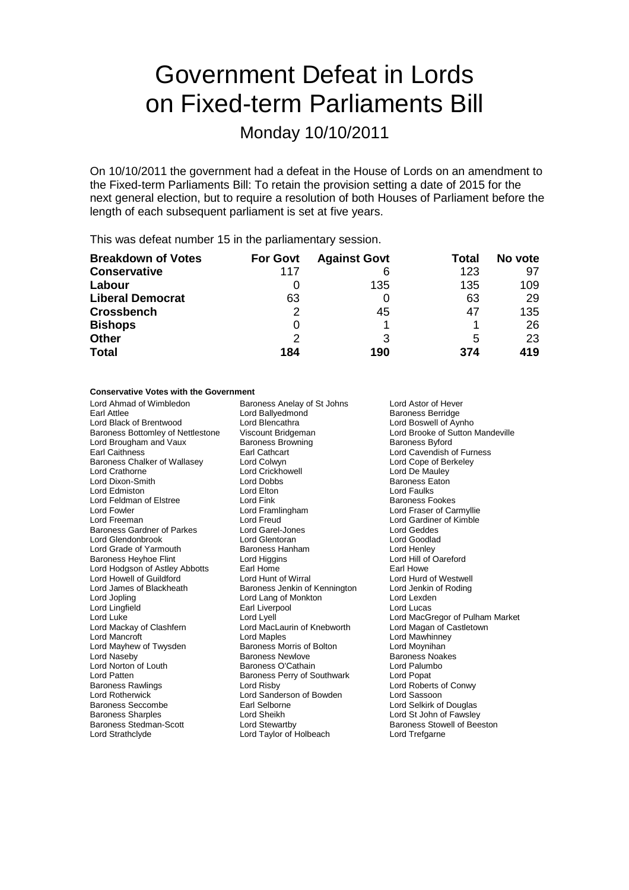# Government Defeat in Lords on Fixed-term Parliaments Bill

## Monday 10/10/2011

On 10/10/2011 the government had a defeat in the House of Lords on an amendment to the Fixed-term Parliaments Bill: To retain the provision setting a date of 2015 for the next general election, but to require a resolution of both Houses of Parliament before the length of each subsequent parliament is set at five years.

This was defeat number 15 in the parliamentary session.

| Breakdown of Votes | For Govt | Against Govt | Total | No vote |
|---|---|---|---|---|
| **Conservative** | 117 | 6 | 123 | 97 |
| **Labour** | 0 | 135 | 135 | 109 |
| **Liberal Democrat** | 63 | 0 | 63 | 29 |
| **Crossbench** | 2 | 45 | 47 | 135 |
| **Bishops** | 0 | 1 | 1 | 26 |
| **Other** | 2 | 3 | 5 | 23 |
| **Total** | **184** | **190** | **374** | **419** |

**Conservative Votes with the Government**

Lord Ahmad of Wimbledon
Baroness Anelay of St Johns
Lord Astor of Hever
Earl Attlee
Lord Ballyedmond
Baroness Berridge
Lord Black of Brentwood
Lord Blencathra
Lord Boswell of Aynho
Baroness Bottomley of Nettlestone
Viscount Bridgeman
Lord Brooke of Sutton Mandeville
Lord Brougham and Vaux
Baroness Browning
Baroness Byford
Earl Caithness
Earl Cathcart
Lord Cavendish of Furness
Baroness Chalker of Wallasey
Lord Colwyn
Lord Cope of Berkeley
Lord Crathorne
Lord Crickhowell
Lord De Mauley
Lord Dixon-Smith
Lord Dobbs
Baroness Eaton
Lord Edmiston
Lord Elton
Lord Faulks
Lord Feldman of Elstree
Lord Fink
Baroness Fookes
Lord Fowler
Lord Framlingham
Lord Fraser of Carmyllie
Lord Freeman
Lord Freud
Lord Gardiner of Kimble
Baroness Gardner of Parkes
Lord Garel-Jones
Lord Geddes
Lord Glendonbrook
Lord Glentoran
Lord Goodlad
Lord Grade of Yarmouth
Baroness Hanham
Lord Henley
Baroness Heyhoe Flint
Lord Higgins
Lord Hill of Oareford
Lord Hodgson of Astley Abbotts
Earl Home
Earl Howe
Lord Howell of Guildford
Lord Hunt of Wirral
Lord Hurd of Westwell
Lord James of Blackheath
Baroness Jenkin of Kennington
Lord Jenkin of Roding
Lord Jopling
Lord Lang of Monkton
Lord Lexden
Lord Lingfield
Earl Liverpool
Lord Lucas
Lord Luke
Lord Lyell
Lord MacGregor of Pulham Market
Lord Mackay of Clashfern
Lord MacLaurin of Knebworth
Lord Magan of Castletown
Lord Mancroft
Lord Maples
Lord Mawhinney
Lord Mayhew of Twysden
Baroness Morris of Bolton
Lord Moynihan
Lord Naseby
Baroness Newlove
Baroness Noakes
Lord Norton of Louth
Baroness O'Cathain
Lord Palumbo
Lord Patten
Baroness Perry of Southwark
Lord Popat
Baroness Rawlings
Lord Risby
Lord Roberts of Conwy
Lord Rotherwick
Lord Sanderson of Bowden
Lord Sassoon
Baroness Seccombe
Earl Selborne
Lord Selkirk of Douglas
Baroness Sharples
Lord Sheikh
Lord St John of Fawsley
Baroness Stedman-Scott
Lord Stewartby
Baroness Stowell of Beeston
Lord Strathclyde
Lord Taylor of Holbeach
Lord Trefgarne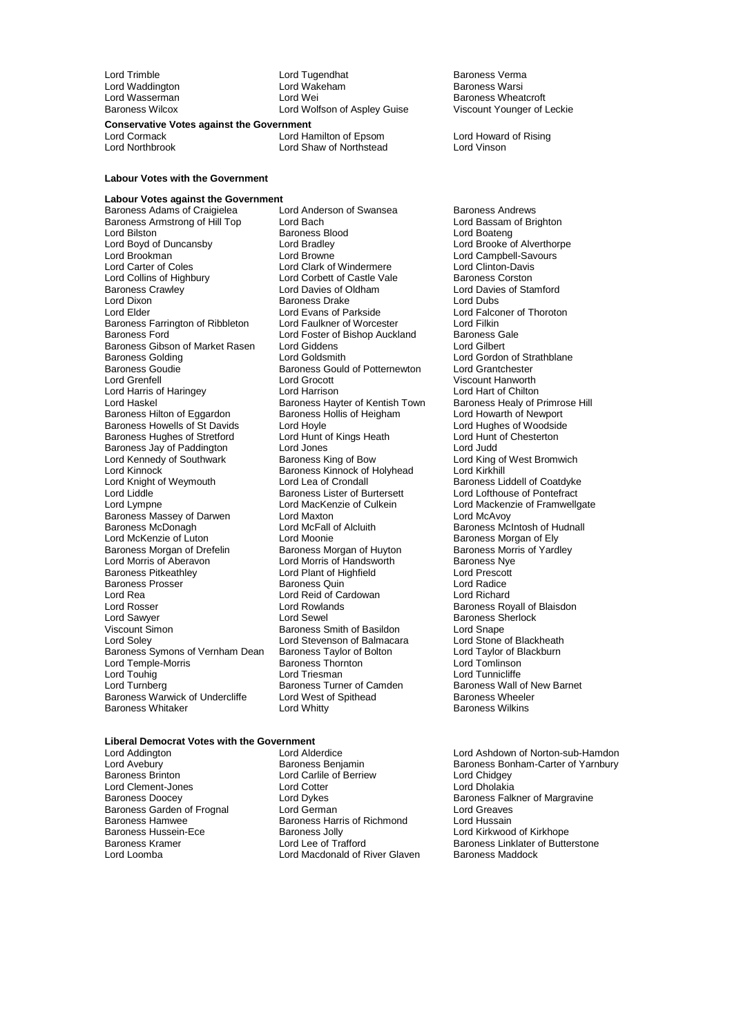Lord Trimble | Lord Tugendhat | Baroness Verma
Lord Waddington | Lord Wakeham | Baroness Warsi
Lord Wasserman | Lord Wei | Baroness Wheatcroft
Baroness Wilcox | Lord Wolfson of Aspley Guise | Viscount Younger of Leckie

**Conservative Votes against the Government**

Lord Cormack, Lord Hamilton of Epsom, Lord Howard of Rising, Lord Northbrook, Lord Shaw of Northstead, Lord Vinson

**Labour Votes with the Government**

**Labour Votes against the Government**

Baroness Adams of Craigielea, Lord Anderson of Swansea, Baroness Andrews, Baroness Armstrong of Hill Top, Lord Bach, Lord Bassam of Brighton, Lord Bilston, Baroness Blood, Lord Boateng, Lord Boyd of Duncansby, Lord Bradley, Lord Brooke of Alverthorpe, Lord Brookman, Lord Browne, Lord Campbell-Savours, Lord Carter of Coles, Lord Clark of Windermere, Lord Clinton-Davis, Lord Collins of Highbury, Lord Corbett of Castle Vale, Baroness Corston, Baroness Crawley, Lord Davies of Oldham, Lord Davies of Stamford, Lord Dixon, Baroness Drake, Lord Dubs, Lord Elder, Lord Evans of Parkside, Lord Falconer of Thoroton, Baroness Farrington of Ribbleton, Lord Faulkner of Worcester, Lord Filkin, Baroness Ford, Lord Foster of Bishop Auckland, Baroness Gale, Baroness Gibson of Market Rasen, Lord Giddens, Lord Gilbert, Baroness Golding, Lord Goldsmith, Lord Gordon of Strathblane, Baroness Goudie, Baroness Gould of Potternewton, Lord Grantchester, Lord Grenfell, Lord Grocott, Viscount Hanworth, Lord Harris of Haringey, Lord Harrison, Lord Hart of Chilton, Lord Haskel, Baroness Hayter of Kentish Town, Baroness Healy of Primrose Hill, Baroness Hilton of Eggardon, Baroness Hollis of Heigham, Lord Howarth of Newport, Baroness Howells of St Davids, Lord Hoyle, Lord Hughes of Woodside, Baroness Hughes of Stretford, Lord Hunt of Kings Heath, Lord Hunt of Chesterton, Baroness Jay of Paddington, Lord Jones, Lord Judd, Lord Kennedy of Southwark, Baroness King of Bow, Lord King of West Bromwich, Lord Kinnock, Baroness Kinnock of Holyhead, Lord Kirkhill, Lord Knight of Weymouth, Lord Lea of Crondall, Baroness Liddell of Coatdyke, Lord Liddle, Baroness Lister of Burtersett, Lord Lofthouse of Pontefract, Lord Lympne, Lord MacKenzie of Culkein, Lord Mackenzie of Framwellgate, Baroness Massey of Darwen, Lord Maxton, Lord McAvoy, Baroness McDonagh, Lord McFall of Alcluith, Baroness McIntosh of Hudnall, Lord McKenzie of Luton, Lord Moonie, Baroness Morgan of Ely, Baroness Morgan of Drefelin, Baroness Morgan of Huyton, Baroness Morris of Yardley, Lord Morris of Aberavon, Lord Morris of Handsworth, Baroness Nye, Baroness Pitkeathley, Lord Plant of Highfield, Lord Prescott, Baroness Prosser, Baroness Quin, Lord Radice, Lord Rea, Lord Reid of Cardowan, Lord Richard, Lord Rosser, Lord Rowlands, Baroness Royall of Blaisdon, Lord Sawyer, Lord Sewel, Baroness Sherlock, Viscount Simon, Baroness Smith of Basildon, Lord Snape, Lord Soley, Lord Stevenson of Balmacara, Lord Stone of Blackheath, Baroness Symons of Vernham Dean, Baroness Taylor of Bolton, Lord Taylor of Blackburn, Lord Temple-Morris, Baroness Thornton, Lord Tomlinson, Lord Touhig, Lord Triesman, Lord Tunnicliffe, Lord Turnberg, Baroness Turner of Camden, Baroness Wall of New Barnet, Baroness Warwick of Undercliffe, Lord West of Spithead, Baroness Wheeler, Baroness Whitaker, Lord Whitty, Baroness Wilkins

**Liberal Democrat Votes with the Government**

Lord Addington, Lord Alderdice, Lord Ashdown of Norton-sub-Hamdon, Lord Avebury, Baroness Benjamin, Baroness Bonham-Carter of Yarnbury, Baroness Brinton, Lord Carlile of Berriew, Lord Chidgey, Lord Clement-Jones, Lord Cotter, Lord Dholakia, Baroness Doocey, Lord Dykes, Baroness Falkner of Margravine, Baroness Garden of Frognal, Lord German, Lord Greaves, Baroness Hamwee, Baroness Harris of Richmond, Lord Hussain, Baroness Hussein-Ece, Baroness Jolly, Lord Kirkwood of Kirkhope, Baroness Kramer, Lord Lee of Trafford, Baroness Linklater of Butterstone, Lord Loomba, Lord Macdonald of River Glaven, Baroness Maddock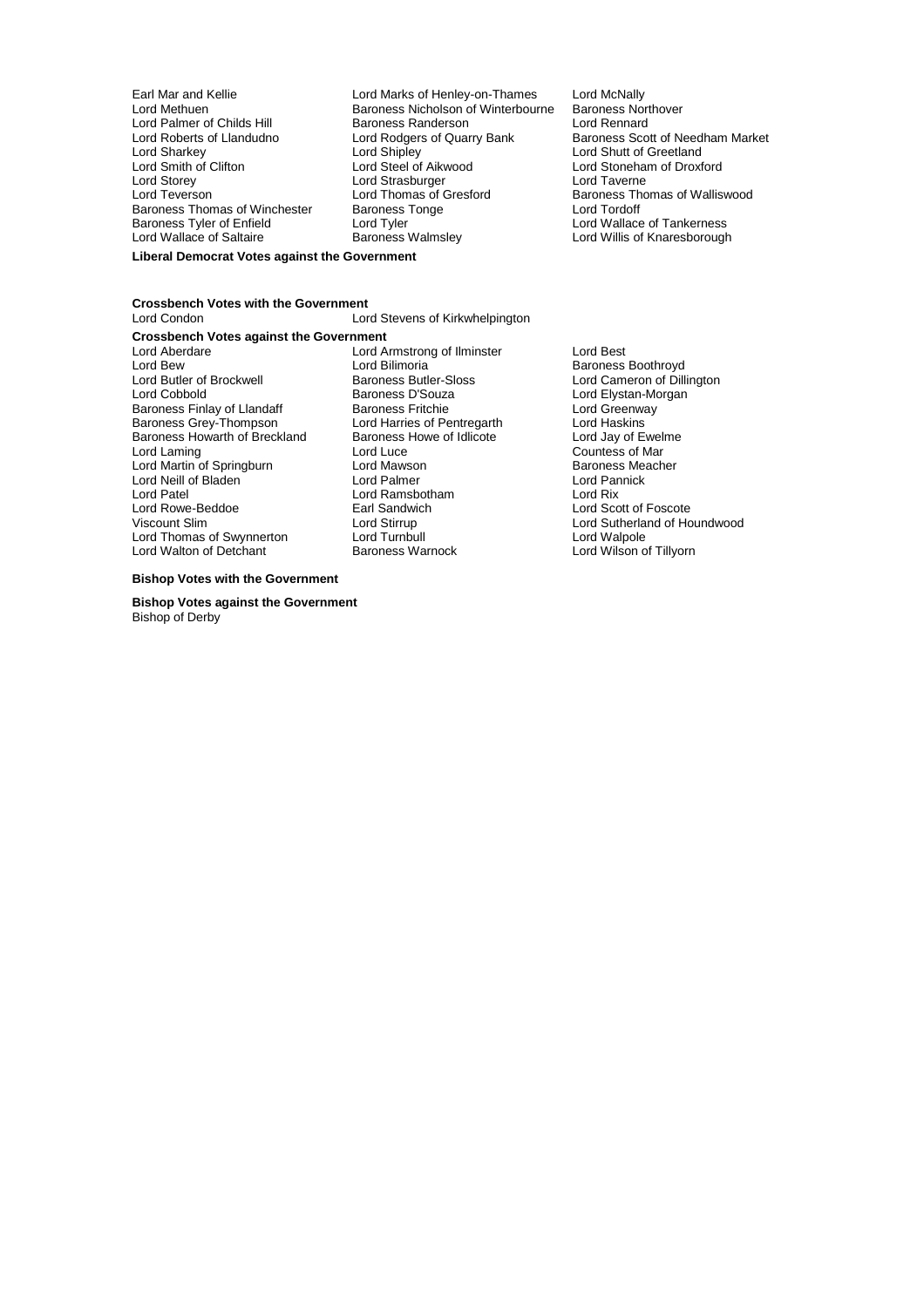Earl Mar and Kellie
Lord Marks of Henley-on-Thames
Lord McNally
Lord Methuen
Baroness Nicholson of Winterbourne
Baroness Northover
Lord Palmer of Childs Hill
Baroness Randerson
Lord Rennard
Lord Roberts of Llandudno
Lord Rodgers of Quarry Bank
Baroness Scott of Needham Market
Lord Sharkey
Lord Shipley
Lord Shutt of Greetland
Lord Smith of Clifton
Lord Steel of Aikwood
Lord Stoneham of Droxford
Lord Storey
Lord Strasburger
Lord Taverne
Lord Teverson
Lord Thomas of Gresford
Baroness Thomas of Walliswood
Baroness Thomas of Winchester
Baroness Tonge
Lord Tordoff
Baroness Tyler of Enfield
Lord Tyler
Lord Wallace of Tankerness
Lord Wallace of Saltaire
Baroness Walmsley
Lord Willis of Knaresborough

**Liberal Democrat Votes against the Government**

**Crossbench Votes with the Government**

Lord Condon
Lord Stevens of Kirkwhelpington

**Crossbench Votes against the Government**

Lord Aberdare
Lord Armstrong of Ilminster
Lord Best
Lord Bew
Lord Bilimoria
Baroness Boothroyd
Lord Butler of Brockwell
Baroness Butler-Sloss
Lord Cameron of Dillington
Lord Cobbold
Baroness D'Souza
Lord Elystan-Morgan
Baroness Finlay of Llandaff
Baroness Fritchie
Lord Greenway
Baroness Grey-Thompson
Lord Harries of Pentregarth
Lord Haskins
Baroness Howarth of Breckland
Baroness Howe of Idlicote
Lord Jay of Ewelme
Lord Laming
Lord Luce
Countess of Mar
Lord Martin of Springburn
Lord Mawson
Baroness Meacher
Lord Neill of Bladen
Lord Palmer
Lord Pannick
Lord Patel
Lord Ramsbotham
Lord Rix
Lord Rowe-Beddoe
Earl Sandwich
Lord Scott of Foscote
Viscount Slim
Lord Stirrup
Lord Sutherland of Houndwood
Lord Thomas of Swynnerton
Lord Turnbull
Lord Walpole
Lord Walton of Detchant
Baroness Warnock
Lord Wilson of Tillyorn

**Bishop Votes with the Government**

**Bishop Votes against the Government**

Bishop of Derby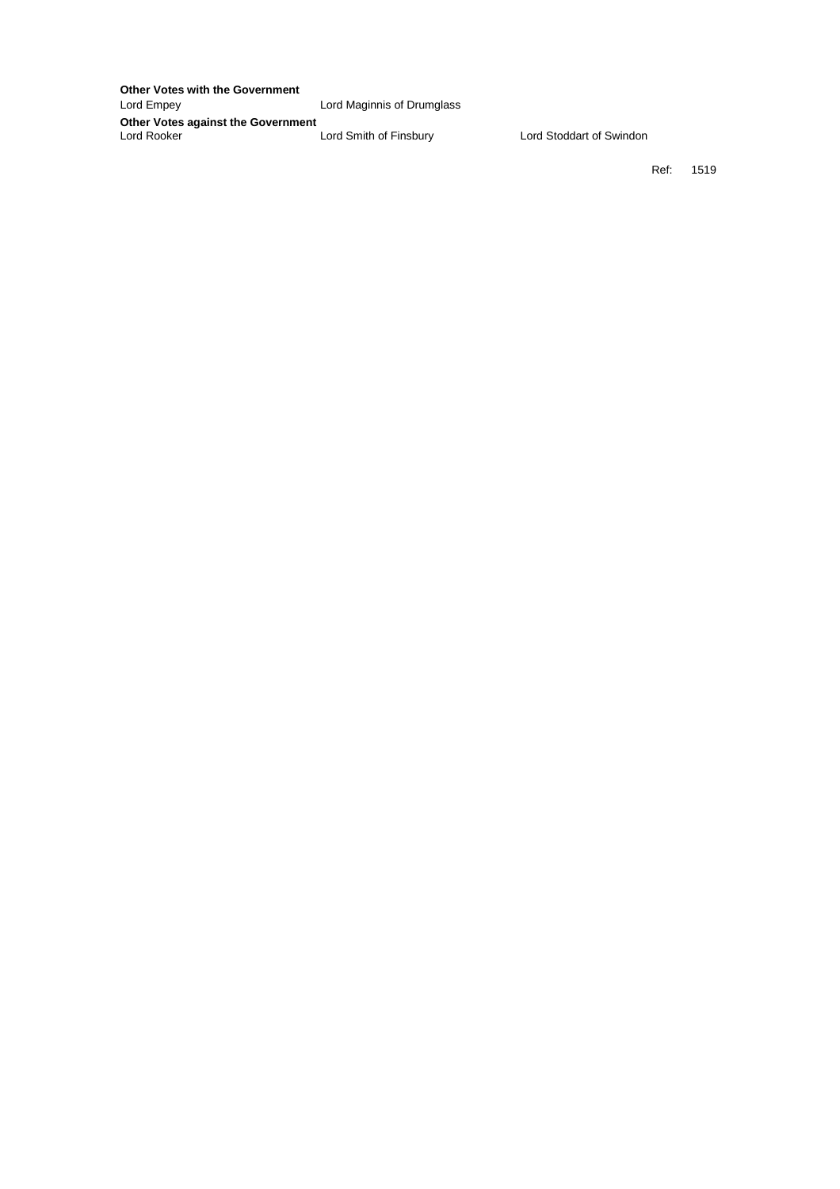**Other Votes with the Government**

Lord Empey
Lord Maginnis of Drumglass

**Other Votes against the Government**

Lord Rooker
Lord Smith of Finsbury
Lord Stoddart of Swindon

Ref: 1519